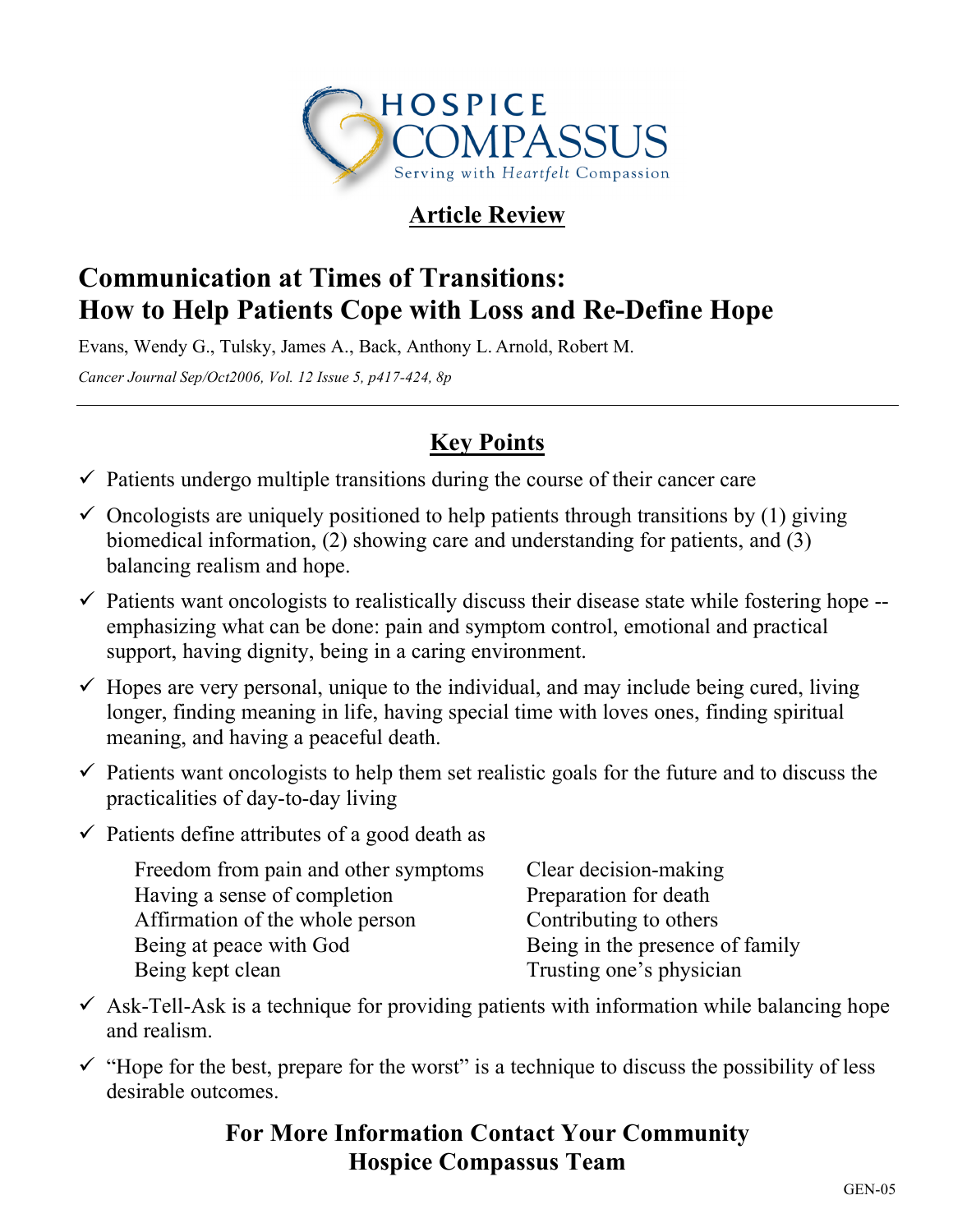HOSPICE COMPASSUS

Serving with *Heartfelt* Compassion

## Article Review

# Communication at Times of Transitions: How to Help Patients Cope with Loss and Re-Define Hope

Evans, Wendy G., Tulsky, James A., Back, Anthony L. Arnold, Robert M.

*Cancer Journal Sep/Oct2006, Vol. 12 Issue 5, p417-424, 8p*

---

## Key Points

- ✓ Patients undergo multiple transitions during the course of their cancer care
- ✓ Oncologists are uniquely positioned to help patients through transitions by (1) giving biomedical information, (2) showing care and understanding for patients, and (3) balancing realism and hope.
- ✓ Patients want oncologists to realistically discuss their disease state while fostering hope -- emphasizing what can be done: pain and symptom control, emotional and practical support, having dignity, being in a caring environment.
- ✓ Hopes are very personal, unique to the individual, and may include being cured, living longer, finding meaning in life, having special time with loves ones, finding spiritual meaning, and having a peaceful death.
- ✓ Patients want oncologists to help them set realistic goals for the future and to discuss the practicalities of day-to-day living
- ✓ Patients define attributes of a good death as

  Freedom from pain and other symptoms
  Having a sense of completion
  Affirmation of the whole person
  Being at peace with God
  Being kept clean
  Clear decision-making
  Preparation for death
  Contributing to others
  Being in the presence of family
  Trusting one's physician

- ✓ Ask-Tell-Ask is a technique for providing patients with information while balancing hope and realism.
- ✓ "Hope for the best, prepare for the worst" is a technique to discuss the possibility of less desirable outcomes.

**For More Information Contact Your Community Hospice Compassus Team**

GEN-05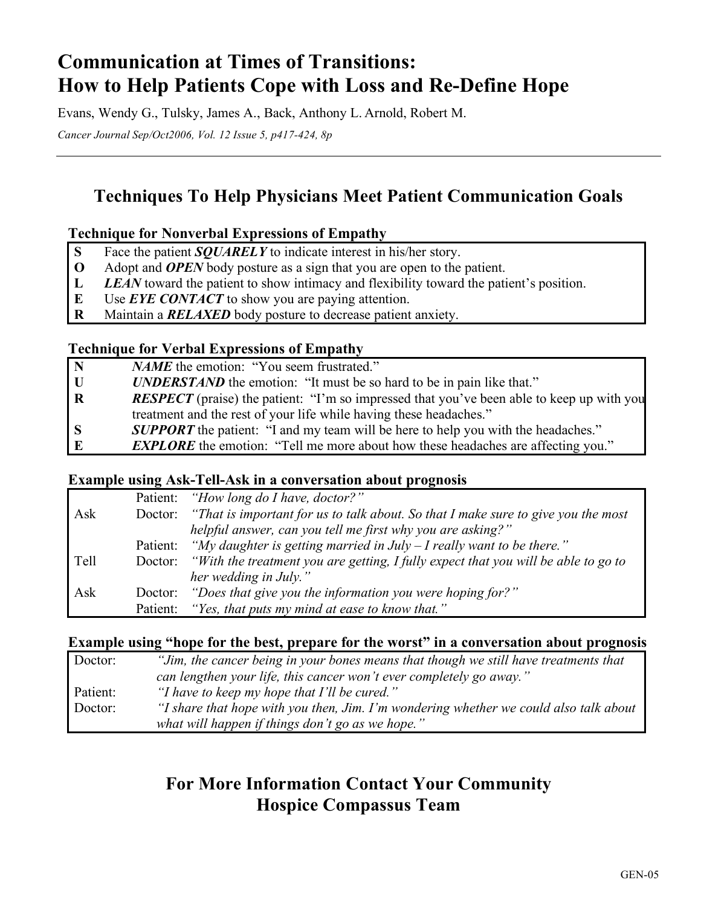# Communication at Times of Transitions: How to Help Patients Cope with Loss and Re-Define Hope

Evans, Wendy G., Tulsky, James A., Back, Anthony L. Arnold, Robert M.

*Cancer Journal Sep/Oct2006, Vol. 12 Issue 5, p417-424, 8p*

---

## Techniques To Help Physicians Meet Patient Communication Goals

### Technique for Nonverbal Expressions of Empathy

| | |
|---|---|
| **S** | Face the patient ***SQUARELY*** to indicate interest in his/her story. |
| **O** | Adopt and ***OPEN*** body posture as a sign that you are open to the patient. |
| **L** | ***LEAN*** toward the patient to show intimacy and flexibility toward the patient's position. |
| **E** | Use ***EYE CONTACT*** to show you are paying attention. |
| **R** | Maintain a ***RELAXED*** body posture to decrease patient anxiety. |

### Technique for Verbal Expressions of Empathy

| | |
|---|---|
| **N** | ***NAME*** the emotion: "You seem frustrated." |
| **U** | ***UNDERSTAND*** the emotion: "It must be so hard to be in pain like that." |
| **R** | ***RESPECT*** (praise) the patient: "I'm so impressed that you've been able to keep up with you treatment and the rest of your life while having these headaches." |
| **S** | ***SUPPORT*** the patient: "I and my team will be here to help you with the headaches." |
| **E** | ***EXPLORE*** the emotion: "Tell me more about how these headaches are affecting you." |

### Example using Ask-Tell-Ask in a conversation about prognosis

| | | |
|---|---|---|
| | Patient: | *"How long do I have, doctor?"* |
| Ask | Doctor: | *"That is important for us to talk about. So that I make sure to give you the most helpful answer, can you tell me first why you are asking?"* |
| | Patient: | *"My daughter is getting married in July – I really want to be there."* |
| Tell | Doctor: | *"With the treatment you are getting, I fully expect that you will be able to go to her wedding in July."* |
| Ask | Doctor: | *"Does that give you the information you were hoping for?"* |
| | Patient: | *"Yes, that puts my mind at ease to know that."* |

### Example using "hope for the best, prepare for the worst" in a conversation about prognosis

| | |
|---|---|
| Doctor: | *"Jim, the cancer being in your bones means that though we still have treatments that can lengthen your life, this cancer won't ever completely go away."* |
| Patient: | *"I have to keep my hope that I'll be cured."* |
| Doctor: | *"I share that hope with you then, Jim. I'm wondering whether we could also talk about what will happen if things don't go as we hope."* |

## For More Information Contact Your Community Hospice Compassus Team

GEN-05